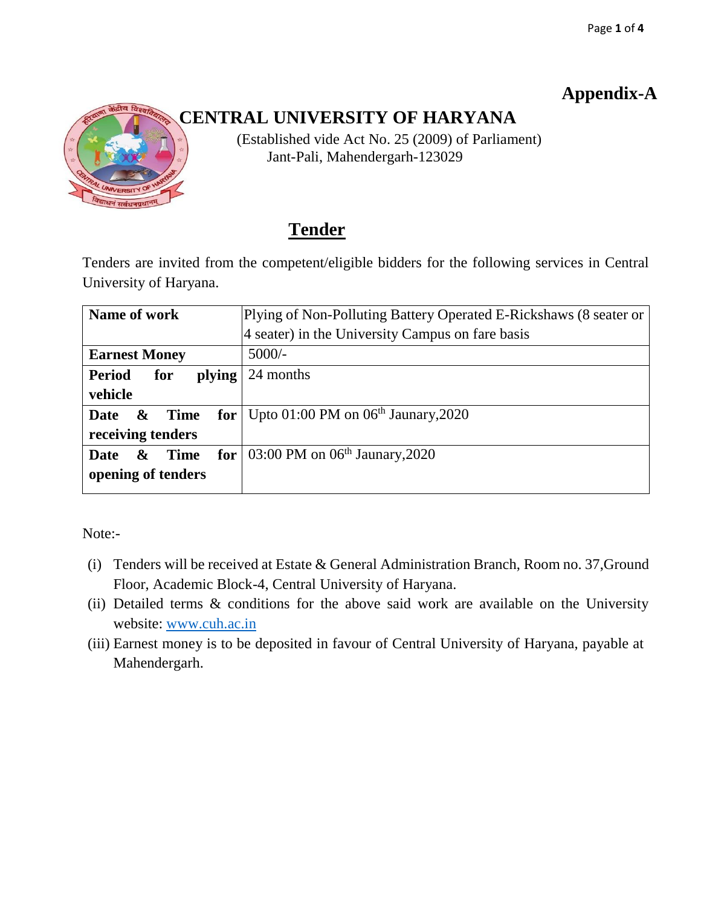**Appendix-A**

# CENTRAL UNIVERSITY OF HARYANA

(Established vide Act No. 25 (2009) of Parliament)
Jant-Pali, Mahendergarh-123029

## Tender

Tenders are invited from the competent/eligible bidders for the following services in Central University of Haryana.

| **Name of work** | Plying of Non-Polluting Battery Operated E-Rickshaws (8 seater or 4 seater) in the University Campus on fare basis |
|---|---|
| **Earnest Money** | 5000/- |
| **Period for plying vehicle** | 24 months |
| **Date & Time for receiving tenders** | Upto 01:00 PM on 06th Jaunary,2020 |
| **Date & Time for opening of tenders** | 03:00 PM on 06th Jaunary,2020 |

Note:-

(i) Tenders will be received at Estate & General Administration Branch, Room no. 37,Ground Floor, Academic Block-4, Central University of Haryana.
(ii) Detailed terms & conditions for the above said work are available on the University website: www.cuh.ac.in
(iii) Earnest money is to be deposited in favour of Central University of Haryana, payable at Mahendergarh.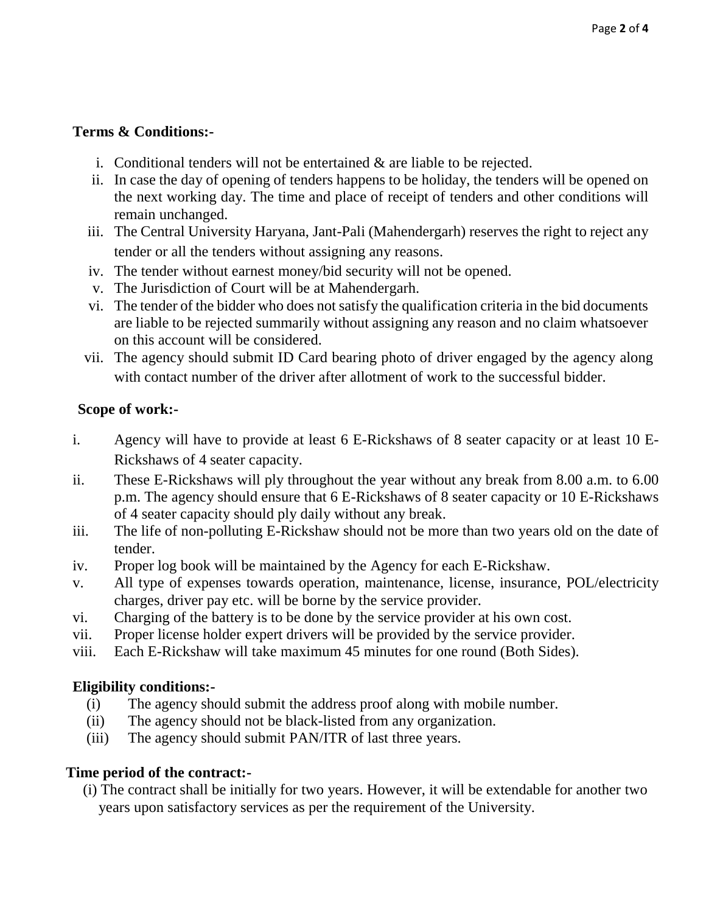**Terms & Conditions:-**

i. Conditional tenders will not be entertained & are liable to be rejected.
ii. In case the day of opening of tenders happens to be holiday, the tenders will be opened on the next working day. The time and place of receipt of tenders and other conditions will remain unchanged.
iii. The Central University Haryana, Jant-Pali (Mahendergarh) reserves the right to reject any tender or all the tenders without assigning any reasons.
iv. The tender without earnest money/bid security will not be opened.
v. The Jurisdiction of Court will be at Mahendergarh.
vi. The tender of the bidder who does not satisfy the qualification criteria in the bid documents are liable to be rejected summarily without assigning any reason and no claim whatsoever on this account will be considered.
vii. The agency should submit ID Card bearing photo of driver engaged by the agency along with contact number of the driver after allotment of work to the successful bidder.

**Scope of work:-**

i. Agency will have to provide at least 6 E-Rickshaws of 8 seater capacity or at least 10 E-Rickshaws of 4 seater capacity.
ii. These E-Rickshaws will ply throughout the year without any break from 8.00 a.m. to 6.00 p.m. The agency should ensure that 6 E-Rickshaws of 8 capacity or 10 E-Rickshaws of 4 seater capacity should ply daily without any break.
iii. The life of non-polluting E-Rickshaw should not be more than two years old on the date of tender.
iv. Proper log book will be maintained by the Agency for each E-Rickshaw.
v. All type of expenses towards operation, maintenance, license, insurance, POL/electricity charges, driver pay etc. will be borne by the service provider.
vi. Charging of the battery is to be done by the service provider at his own cost.
vii. Proper license holder expert drivers will be provided by the service provider.
viii. Each E-Rickshaw will take maximum 45 minutes for one round (Both Sides).

**Eligibility conditions:-**

(i) The agency should submit the address proof along with mobile number.
(ii) The agency should not be black-listed from any organization.
(iii) The agency should submit PAN/ITR of last three years.

**Time period of the contract:-**

(i) The contract shall be initially for two years. However, it will be extendable for another two years upon satisfactory services as per the requirement of the University.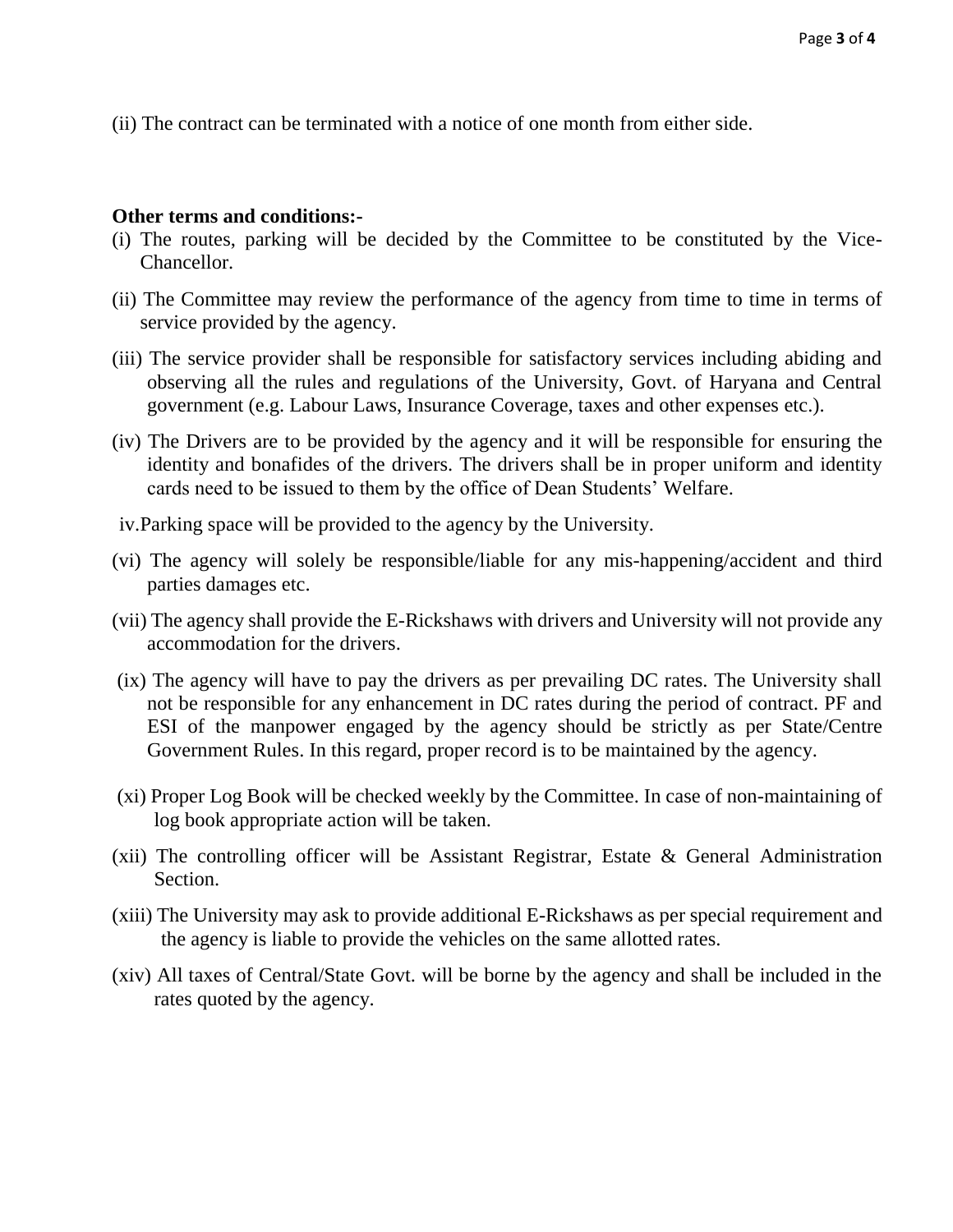(ii) The contract can be terminated with a notice of one month from either side.

**Other terms and conditions:-**

(i) The routes, parking will be decided by the Committee to be constituted by the Vice-Chancellor.

(ii) The Committee may review the performance of the agency from time to time in terms of service provided by the agency.

(iii) The service provider shall be responsible for satisfactory services including abiding and observing all the rules and regulations of the University, Govt. of Haryana and Central government (e.g. Labour Laws, Insurance Coverage, taxes and other expenses etc.).

(iv) The Drivers are to be provided by the agency and it will be responsible for ensuring the identity and bonafides of the drivers. The drivers shall be in proper uniform and identity cards need to be issued to them by the office of Dean Students' Welfare.

iv. Parking space will be provided to the agency by the University.

(vi) The agency will solely be responsible/liable for any mis-happening/accident and third parties damages etc.

(vii) The agency shall provide the E-Rickshaws with drivers and University will not provide any accommodation for the drivers.

(ix) The agency will have to pay the drivers as per prevailing DC rates. The University shall not be responsible for any enhancement in DC rates during the period of contract. PF and ESI of the manpower engaged by the agency should be strictly as per State/Centre Government Rules. In this regard, proper record is to be maintained by the agency.

(xi) Proper Log Book will be checked weekly by the Committee. In case of non-maintaining of log book appropriate action will be taken.

(xii) The controlling officer will be Assistant Registrar, Estate & General Administration Section.

(xiii) The University may ask to provide additional E-Rickshaws as per special requirement and the agency is liable to provide the vehicles on the same allotted rates.

(xiv) All taxes of Central/State Govt. will be borne by the agency and shall be included in the rates quoted by the agency.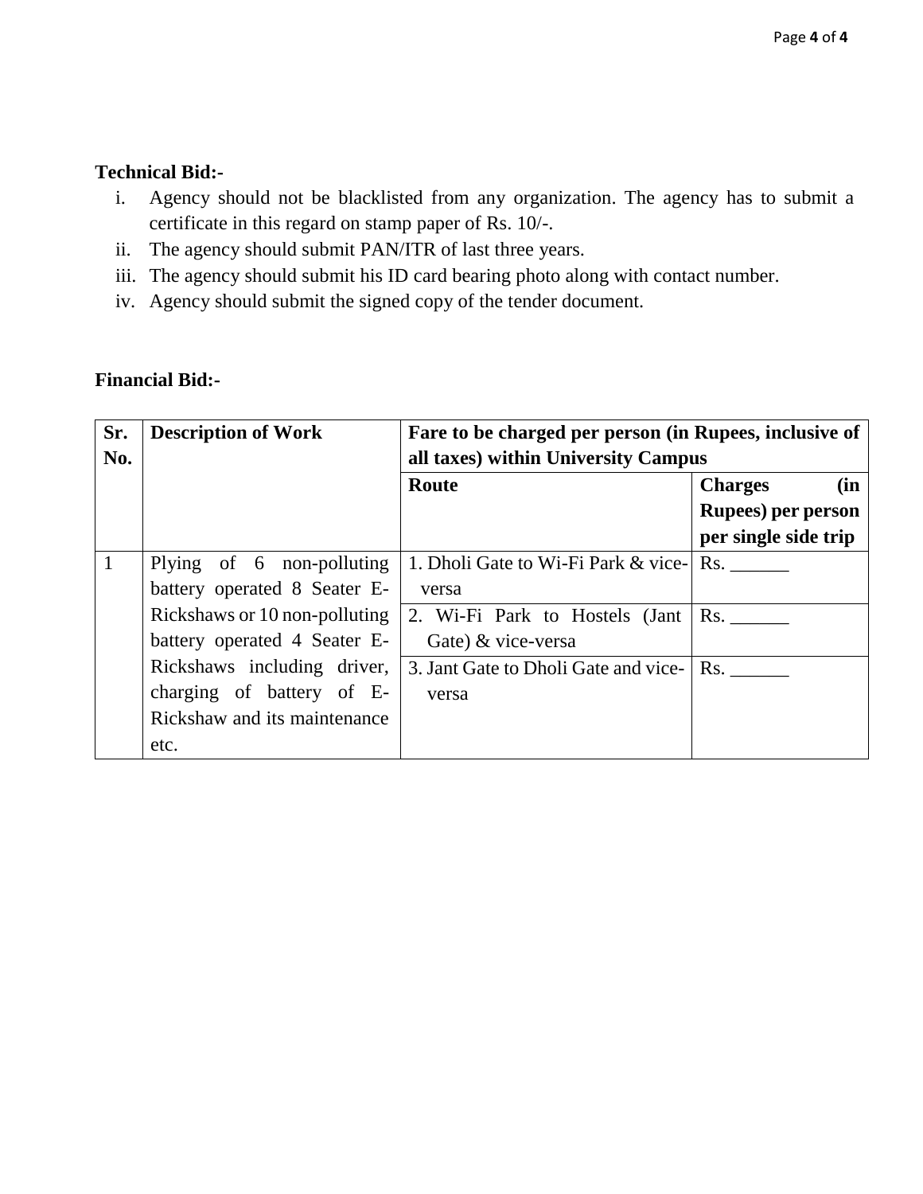**Technical Bid:-**

i. Agency should not be blacklisted from any organization. The agency has to submit a certificate in this regard on stamp paper of Rs. 10/-.
ii. The agency should submit PAN/ITR of last three years.
iii. The agency should submit his ID card bearing photo along with contact number.
iv. Agency should submit the signed copy of the tender document.

**Financial Bid:-**

| **Sr. No.** | **Description of Work** | **Fare to be charged per person (in Rupees, inclusive of all taxes) within University Campus** | |
|---|---|---|---|
| | | **Route** | **Charges (in Rupees) per person per single side trip** |
| 1 | Plying of 6 non-polluting battery operated 8 Seater E-Rickshaws or 10 non-polluting battery operated 4 Seater E-Rickshaws including driver, charging of battery of E-Rickshaw and its maintenance etc. | 1. Dholi Gate to Wi-Fi Park & vice-versa | Rs. ______ |
| | | 2. Wi-Fi Park to Hostels (Jant Gate) & vice-versa | Rs. ______ |
| | | 3. Jant Gate to Dholi Gate and vice-versa | Rs. ______ |